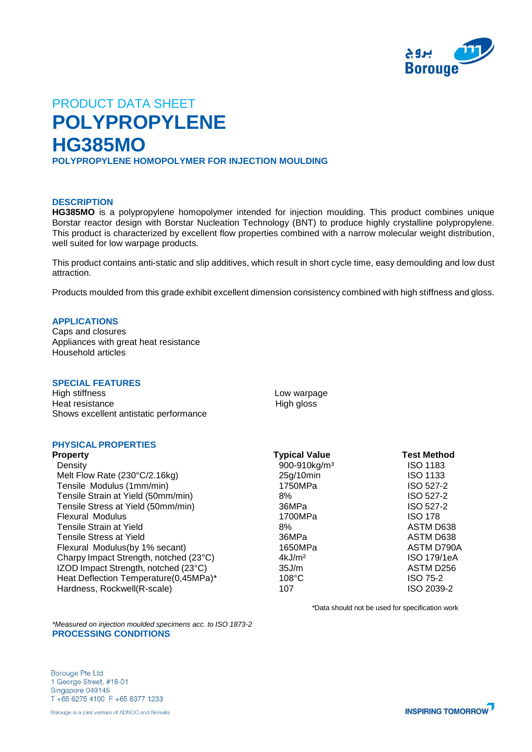PRODUCT DATA SHEET

# POLYPROPYLENE

# HG385MO

## POLYPROPYLENE HOMOPOLYMER FOR INJECTION MOULDING

### DESCRIPTION

**HG385MO** is a polypropylene homopolymer intended for injection moulding. This product combines unique Borstar reactor design with Borstar Nucleation Technology (BNT) to produce highly crystalline polypropylene. This product is characterized by excellent flow properties combined with a narrow molecular weight distribution, well suited for low warpage products.

This product contains anti-static and slip additives, which result in short cycle time, easy demoulding and low dust attraction.

Products moulded from this grade exhibit excellent dimension consistency combined with high stiffness and gloss.

### APPLICATIONS

Caps and closures
Appliances with great heat resistance
Household articles

### SPECIAL FEATURES

High stiffness
Heat resistance
Shows excellent antistatic performance
Low warpage
High gloss

### PHYSICAL PROPERTIES

| Property | Typical Value | Test Method |
|---|---|---|
| Density | 900-910kg/m³ | ISO 1183 |
| Melt Flow Rate (230°C/2.16kg) | 25g/10min | ISO 1133 |
| Tensile Modulus (1mm/min) | 1750MPa | ISO 527-2 |
| Tensile Strain at Yield (50mm/min) | 8% | ISO 527-2 |
| Tensile Stress at Yield (50mm/min) | 36MPa | ISO 527-2 |
| Flexural Modulus | 1700MPa | ISO 178 |
| Tensile Strain at Yield | 8% | ASTM D638 |
| Tensile Stress at Yield | 36MPa | ASTM D638 |
| Flexural Modulus(by 1% secant) | 1650MPa | ASTM D790A |
| Charpy Impact Strength, notched (23°C) | 4kJ/m² | ISO 179/1eA |
| IZOD Impact Strength, notched (23°C) | 35J/m | ASTM D256 |
| Heat Deflection Temperature(0,45MPa)* | 108°C | ISO 75-2 |
| Hardness, Rockwell(R-scale) | 107 | ISO 2039-2 |

*Data should not be used for specification work

*\*Measured on injection moulded specimens acc. to ISO 1873-2*

### PROCESSING CONDITIONS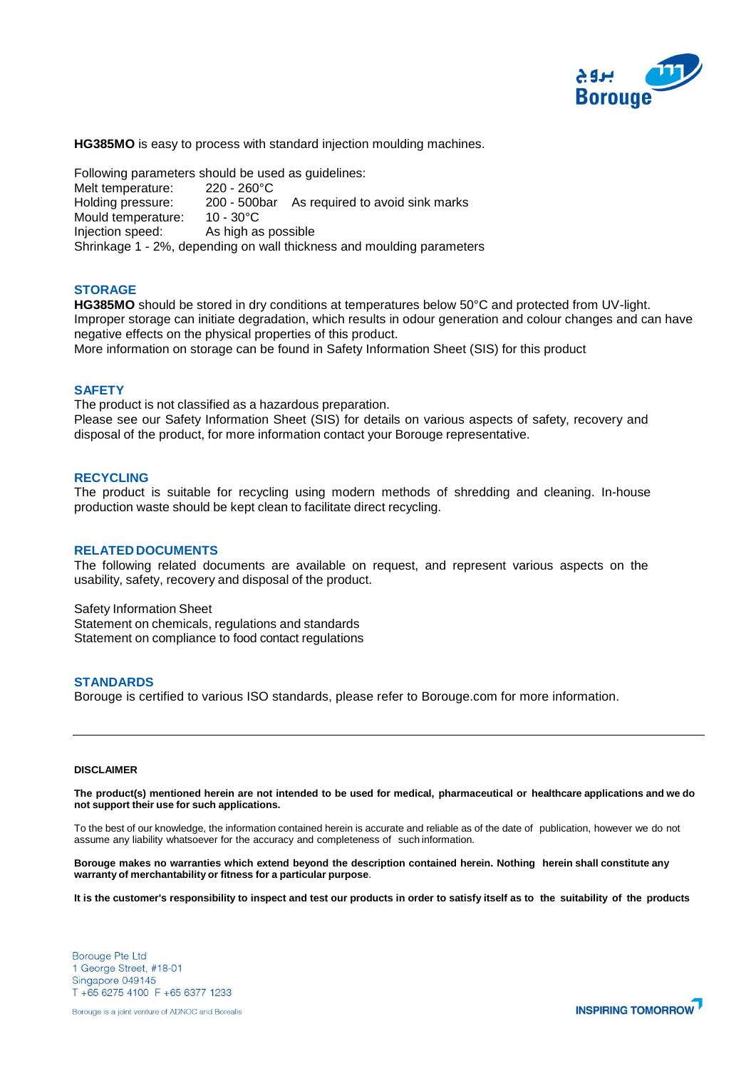**HG385MO** is easy to process with standard injection moulding machines.

Following parameters should be used as guidelines:

| | | |
|---|---|---|
| Melt temperature: | 220 - 260°C | |
| Holding pressure: | 200 - 500bar | As required to avoid sink marks |
| Mould temperature: | 10 - 30°C | |
| Injection speed: | As high as possible | |

Shrinkage 1 - 2%, depending on wall thickness and moulding parameters

## STORAGE

**HG385MO** should be stored in dry conditions at temperatures below 50°C and protected from UV-light. Improper storage can initiate degradation, which results in odour generation and colour changes and can have negative effects on the physical properties of this product.
More information on storage can be found in Safety Information Sheet (SIS) for this product

## SAFETY

The product is not classified as a hazardous preparation.
Please see our Safety Information Sheet (SIS) for details on various aspects of safety, recovery and disposal of the product, for more information contact your Borouge representative.

## RECYCLING

The product is suitable for recycling using modern methods of shredding and cleaning. In-house production waste should be kept clean to facilitate direct recycling.

## RELATED DOCUMENTS

The following related documents are available on request, and represent various aspects on the usability, safety, recovery and disposal of the product.

Safety Information Sheet
Statement on chemicals, regulations and standards
Statement on compliance to food contact regulations

## STANDARDS

Borouge is certified to various ISO standards, please refer to Borouge.com for more information.

---

**DISCLAIMER**

**The product(s) mentioned herein are not intended to be used for medical, pharmaceutical or healthcare applications and we do not support their use for such applications.**

To the best of our knowledge, the information contained herein is accurate and reliable as of the date of publication, however we do not assume any liability whatsoever for the accuracy and completeness of such information.

**Borouge makes no warranties which extend beyond the description contained herein. Nothing herein shall constitute any warranty of merchantability or fitness for a particular purpose**.

**It is the customer's responsibility to inspect and test our products in order to satisfy itself as to the suitability of the products**

Borouge Pte Ltd
1 George Street, #18-01
Singapore 049145
T +65 6275 4100 F +65 6377 1233

Borouge is a joint venture of ADNOC and Borealis

INSPIRING TOMORROW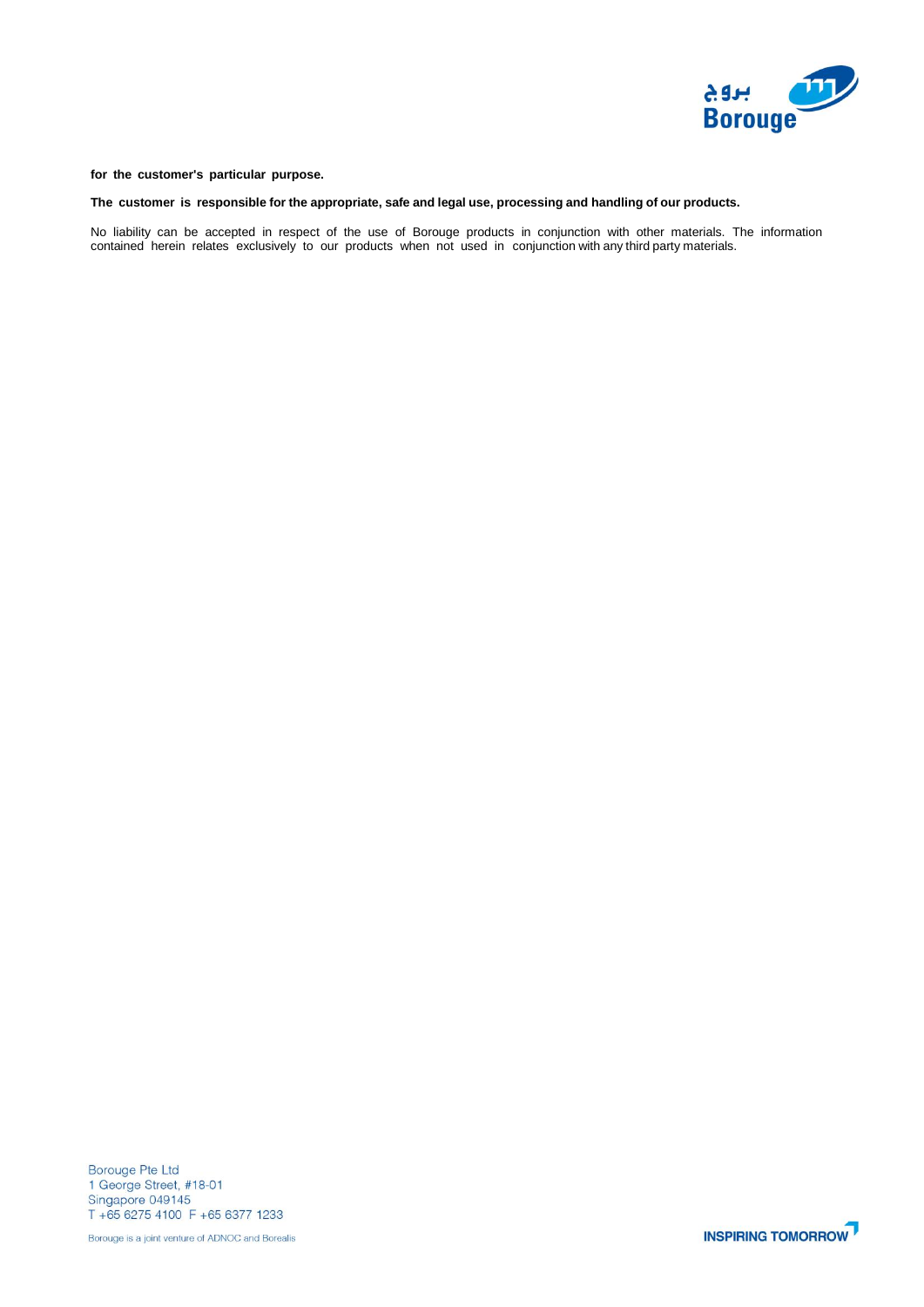**for the customer's particular purpose.**

**The customer is responsible for the appropriate, safe and legal use, processing and handling of our products.**

No liability can be accepted in respect of the use of Borouge products in conjunction with other materials. The information contained herein relates exclusively to our products when not used in conjunction with any third party materials.